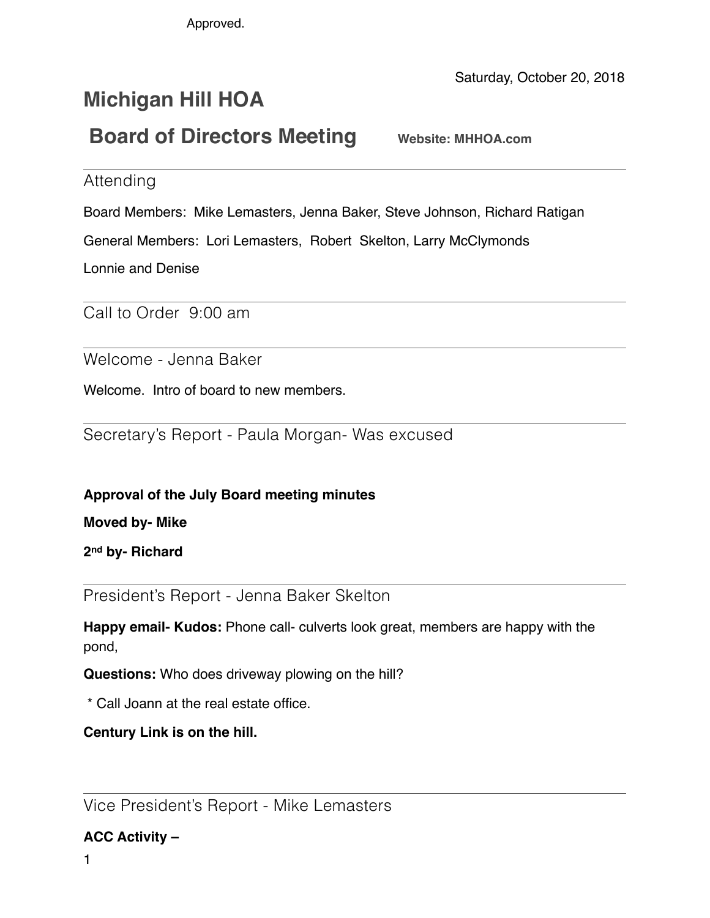Approved.

Saturday, October 20, 2018

# Michigan Hill HOA

## Board of Directors Meeting

**Website: MHHOA.com**

---

### Attending

Board Members: Mike Lemasters, Jenna Baker, Steve Johnson, Richard Ratigan

General Members: Lori Lemasters, Robert Skelton, Larry McClymonds

Lonnie and Denise

---

### Call to Order 9:00 am

---

### Welcome - Jenna Baker

Welcome. Intro of board to new members.

---

### Secretary's Report - Paula Morgan- Was excused

**Approval of the July Board meeting minutes**

**Moved by- Mike**

**2nd by- Richard**

---

### President's Report - Jenna Baker Skelton

**Happy email- Kudos:** Phone call- culverts look great, members are happy with the pond,

**Questions:** Who does driveway plowing on the hill?

* Call Joann at the real estate office.

**Century Link is on the hill.**

---

### Vice President's Report - Mike Lemasters

**ACC Activity –**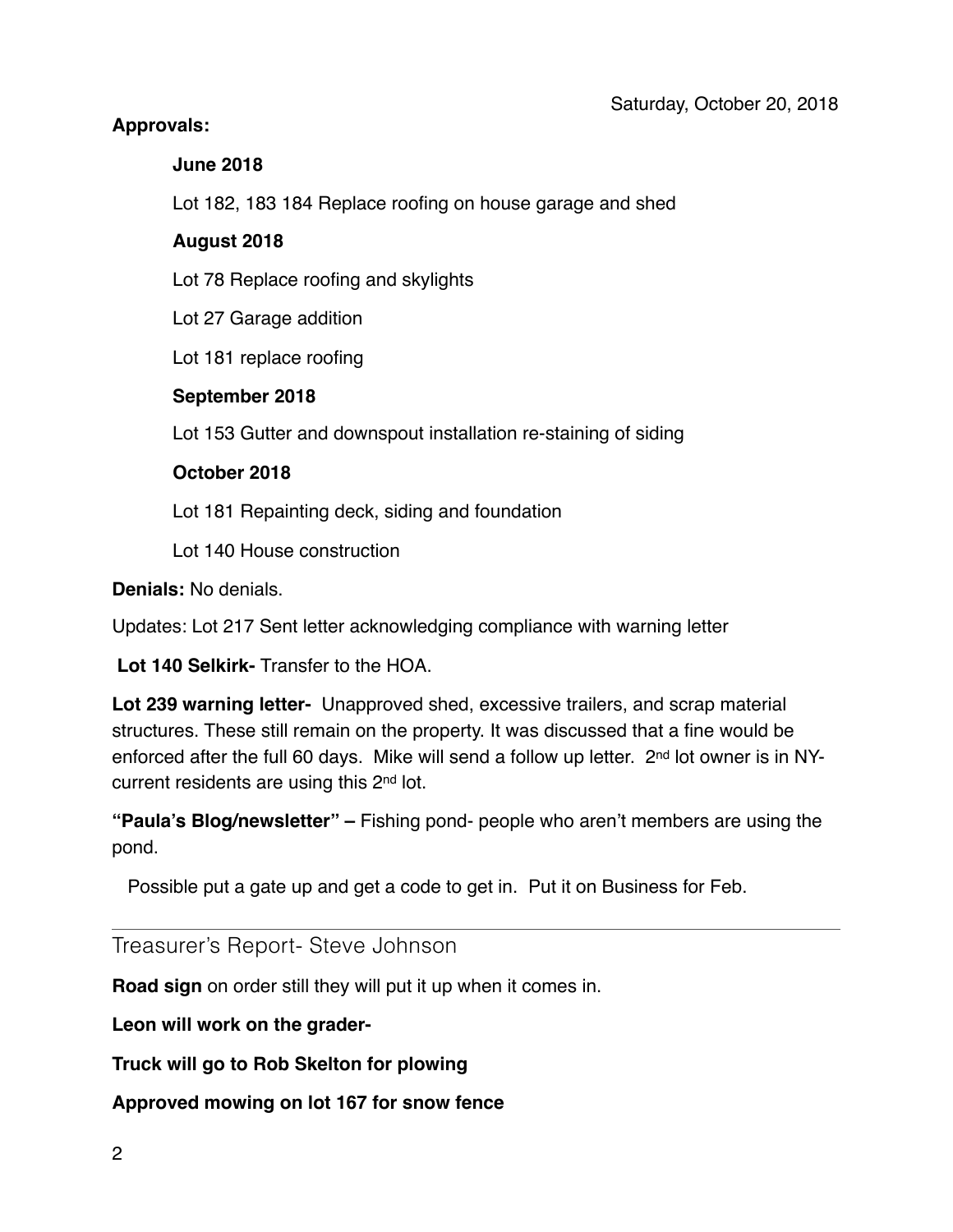Saturday, October 20, 2018

**Approvals:**

**June 2018**

Lot 182, 183 184 Replace roofing on house garage and shed

**August 2018**

Lot 78 Replace roofing and skylights

Lot 27 Garage addition

Lot 181 replace roofing

**September 2018**

Lot 153 Gutter and downspout installation re-staining of siding

**October 2018**

Lot 181 Repainting deck, siding and foundation

Lot 140 House construction

**Denials:** No denials.

Updates: Lot 217 Sent letter acknowledging compliance with warning letter

**Lot 140 Selkirk-** Transfer to the HOA.

**Lot 239 warning letter-** Unapproved shed, excessive trailers, and scrap material structures. These still remain on the property. It was discussed that a fine would be enforced after the full 60 days. Mike will send a follow up letter. 2nd lot owner is in NY- current residents are using this 2nd lot.

**"Paula's Blog/newsletter" –** Fishing pond- people who aren't members are using the pond.

Possible put a gate up and get a code to get in. Put it on Business for Feb.

---

## Treasurer's Report- Steve Johnson

**Road sign** on order still they will put it up when it comes in.

**Leon will work on the grader-**

**Truck will go to Rob Skelton for plowing**

**Approved mowing on lot 167 for snow fence**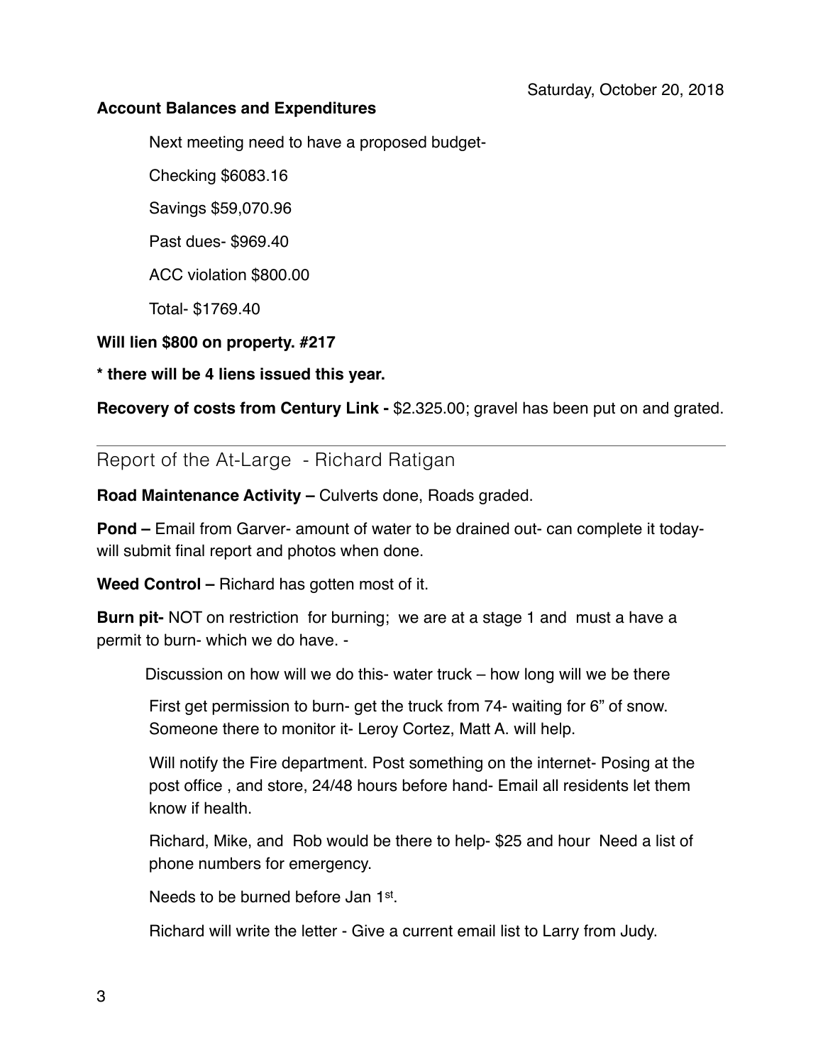Saturday, October 20, 2018

**Account Balances and Expenditures**

Next meeting need to have a proposed budget-

Checking $6083.16

Savings $59,070.96

Past dues- $969.40

ACC violation $800.00

Total- $1769.40

**Will lien $800 on property. #217**

**\* there will be 4 liens issued this year.**

**Recovery of costs from Century Link -** $2.325.00; gravel has been put on and grated.

---

## Report of the At-Large - Richard Ratigan

**Road Maintenance Activity –** Culverts done, Roads graded.

**Pond –** Email from Garver- amount of water to be drained out- can complete it today- will submit final report and photos when done.

**Weed Control –** Richard has gotten most of it.

**Burn pit-** NOT on restriction for burning; we are at a stage 1 and must a have a permit to burn- which we do have. -

Discussion on how will we do this- water truck – how long will we be there

First get permission to burn- get the truck from 74- waiting for 6" of snow. Someone there to monitor it- Leroy Cortez, Matt A. will help.

Will notify the Fire department. Post something on the internet- Posing at the post office , and store, 24/48 hours before hand- Email all residents let them know if health.

Richard, Mike, and Rob would be there to help- $25 and hour Need a list of phone numbers for emergency.

Needs to be burned before Jan 1st.

Richard will write the letter - Give a current email list to Larry from Judy.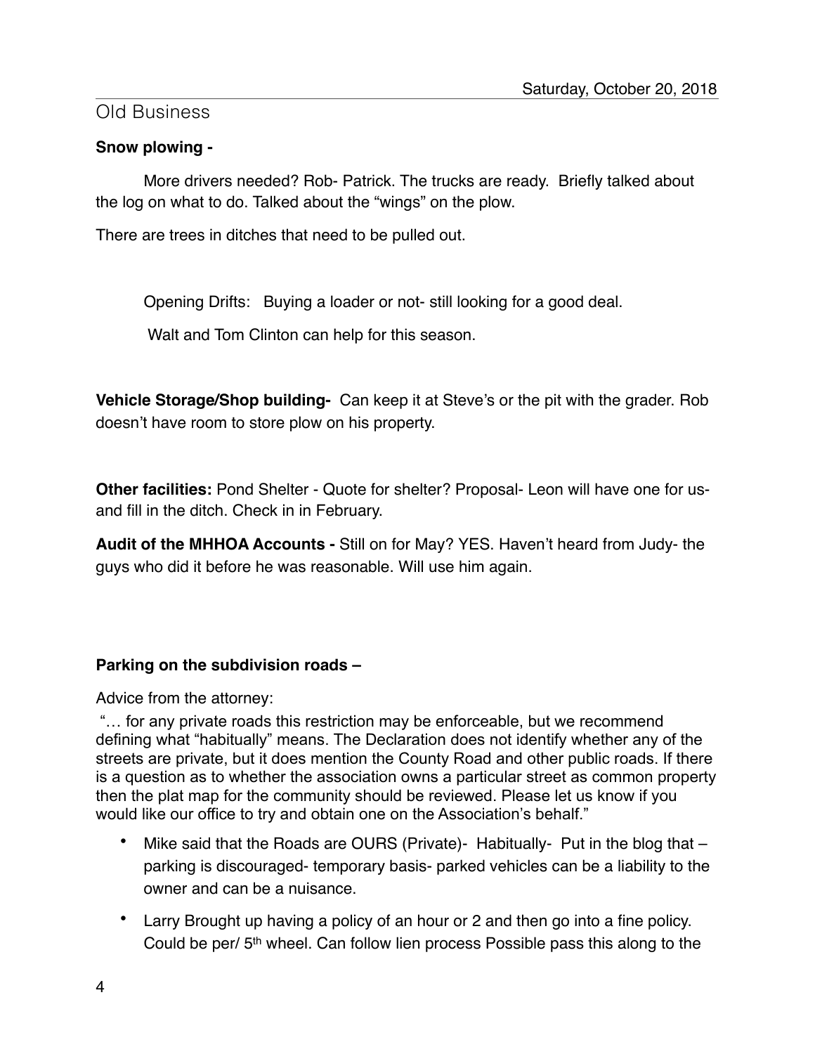## Old Business

**Snow plowing -**

More drivers needed? Rob- Patrick. The trucks are ready. Briefly talked about the log on what to do. Talked about the “wings” on the plow.

There are trees in ditches that need to be pulled out.

Opening Drifts: Buying a loader or not- still looking for a good deal.

Walt and Tom Clinton can help for this season.

**Vehicle Storage/Shop building-** Can keep it at Steve’s or the pit with the grader. Rob doesn’t have room to store plow on his property.

**Other facilities:** Pond Shelter - Quote for shelter? Proposal- Leon will have one for us- and fill in the ditch. Check in in February.

**Audit of the MHHOA Accounts -** Still on for May? YES. Haven’t heard from Judy- the guys who did it before he was reasonable. Will use him again.

**Parking on the subdivision roads –**

Advice from the attorney:

“… for any private roads this restriction may be enforceable, but we recommend defining what “habitually” means. The Declaration does not identify whether any of the streets are private, but it does mention the County Road and other public roads. If there is a question as to whether the association owns a particular street as common property then the plat map for the community should be reviewed. Please let us know if you would like our office to try and obtain one on the Association’s behalf.”

- Mike said that the Roads are OURS (Private)- Habitually- Put in the blog that – parking is discouraged- temporary basis- parked vehicles can be a liability to the owner and can be a nuisance.
- Larry Brought up having a policy of an hour or 2 and then go into a fine policy. Could be per/ 5th wheel. Can follow lien process Possible pass this along to the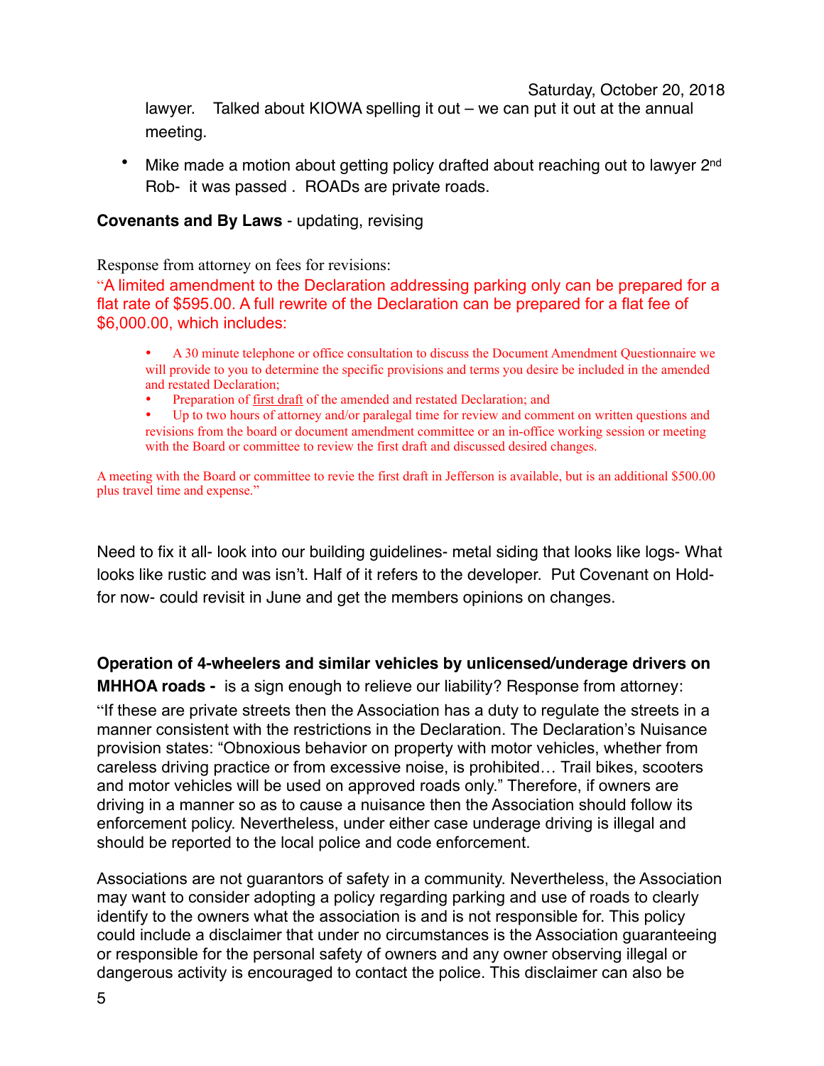lawyer. Talked about KIOWA spelling it out – we can put it out at the annual meeting.

- Mike made a motion about getting policy drafted about reaching out to lawyer 2nd Rob- it was passed . ROADs are private roads.

**Covenants and By Laws** - updating, revising

Response from attorney on fees for revisions:

"A limited amendment to the Declaration addressing parking only can be prepared for a flat rate of $595.00. A full rewrite of the Declaration can be prepared for a flat fee of $6,000.00, which includes:

- A 30 minute telephone or office consultation to discuss the Document Amendment Questionnaire we will provide to you to determine the specific provisions and terms you desire be included in the amended and restated Declaration;
- Preparation of first draft of the amended and restated Declaration; and
- Up to two hours of attorney and/or paralegal time for review and comment on written questions and revisions from the board or document amendment committee or an in-office working session or meeting with the Board or committee to review the first draft and discussed desired changes.

A meeting with the Board or committee to revie the first draft in Jefferson is available, but is an additional $500.00 plus travel time and expense."

Need to fix it all- look into our building guidelines- metal siding that looks like logs- What looks like rustic and was isn't. Half of it refers to the developer. Put Covenant on Hold- for now- could revisit in June and get the members opinions on changes.

**Operation of 4-wheelers and similar vehicles by unlicensed/underage drivers on MHHOA roads -** is a sign enough to relieve our liability? Response from attorney:

"If these are private streets then the Association has a duty to regulate the streets in a manner consistent with the restrictions in the Declaration. The Declaration's Nuisance provision states: "Obnoxious behavior on property with motor vehicles, whether from careless driving practice or from excessive noise, is prohibited… Trail bikes, scooters and motor vehicles will be used on approved roads only." Therefore, if owners are driving in a manner so as to cause a nuisance then the Association should follow its enforcement policy. Nevertheless, under either case underage driving is illegal and should be reported to the local police and code enforcement.

Associations are not guarantors of safety in a community. Nevertheless, the Association may want to consider adopting a policy regarding parking and use of roads to clearly identify to the owners what the association is and is not responsible for. This policy could include a disclaimer that under no circumstances is the Association guaranteeing or responsible for the personal safety of owners and any owner observing illegal or dangerous activity is encouraged to contact the police. This disclaimer can also be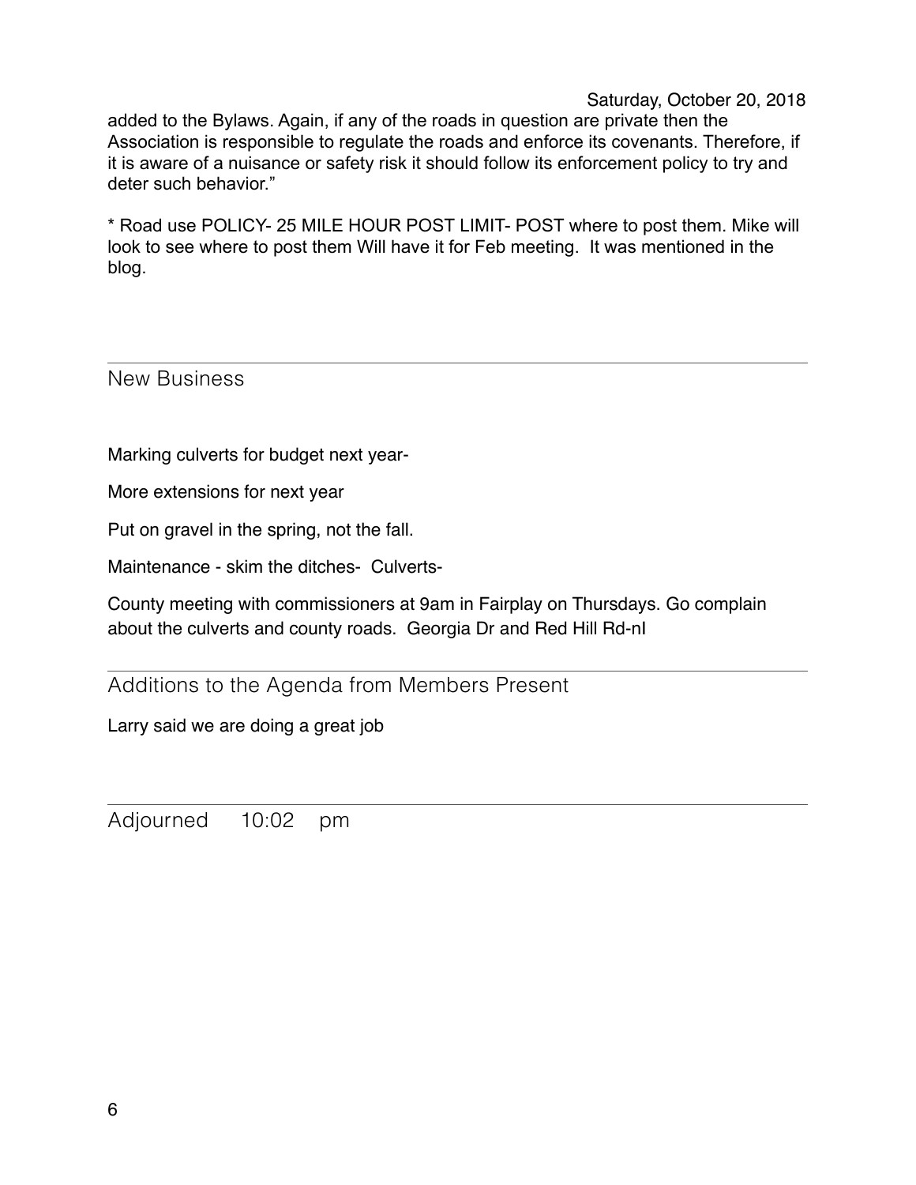added to the Bylaws. Again, if any of the roads in question are private then the Association is responsible to regulate the roads and enforce its covenants. Therefore, if it is aware of a nuisance or safety risk it should follow its enforcement policy to try and deter such behavior."

* Road use POLICY- 25 MILE HOUR POST LIMIT- POST where to post them. Mike will look to see where to post them Will have it for Feb meeting. It was mentioned in the blog.

## New Business

Marking culverts for budget next year-

More extensions for next year

Put on gravel in the spring, not the fall.

Maintenance - skim the ditches- Culverts-

County meeting with commissioners at 9am in Fairplay on Thursdays. Go complain about the culverts and county roads. Georgia Dr and Red Hill Rd-nI

## Additions to the Agenda from Members Present

Larry said we are doing a great job

## Adjourned 10:02 pm